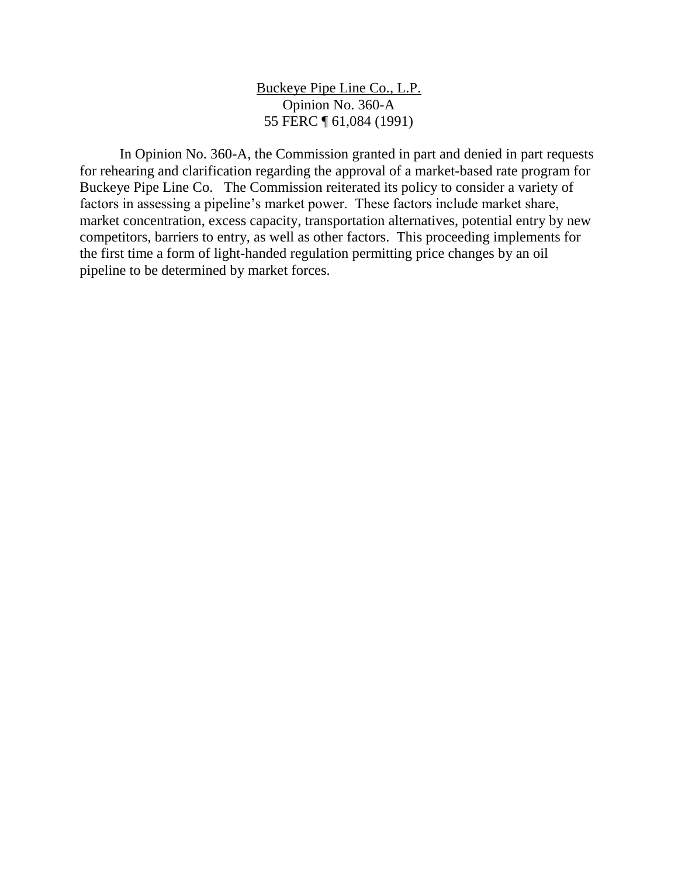<u>Buckeye Pipe Line Co., L.P.</u>
Opinion No. 360-A
55 FERC ¶ 61,084 (1991)

In Opinion No. 360-A, the Commission granted in part and denied in part requests for rehearing and clarification regarding the approval of a market-based rate program for Buckeye Pipe Line Co. The Commission reiterated its policy to consider a variety of factors in assessing a pipeline's market power. These factors include market share, market concentration, excess capacity, transportation alternatives, potential entry by new competitors, barriers to entry, as well as other factors. This proceeding implements for the first time a form of light-handed regulation permitting price changes by an oil pipeline to be determined by market forces.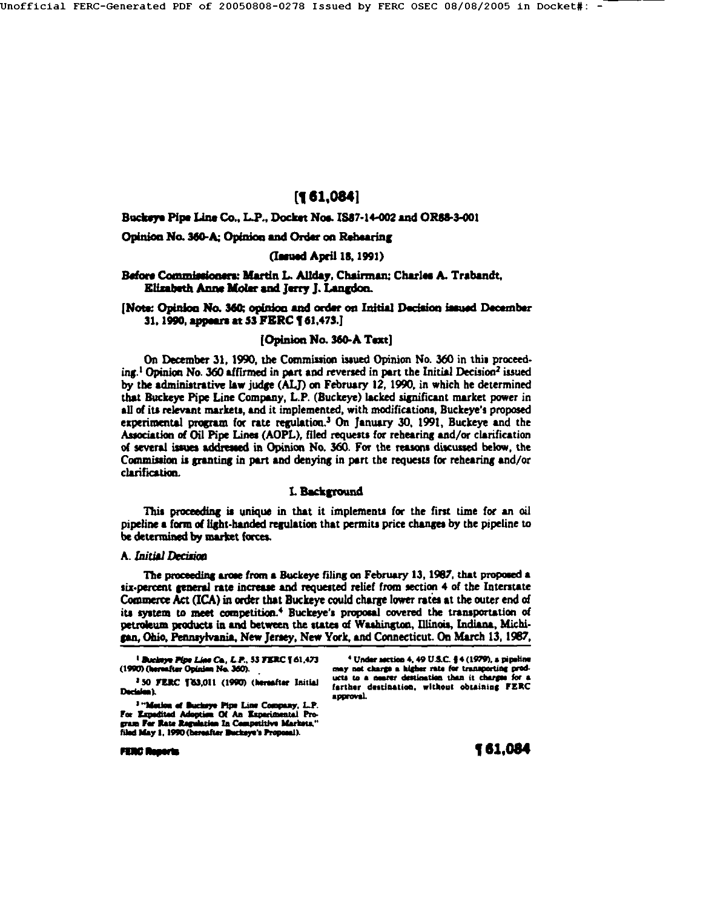# [¶ 61,084]

**Buckeye Pipe Line Co., L.P., Docket Nos. IS87-14-002 and OR88-3-001**

**Opinion No. 360-A; Opinion and Order on Rehearing**

**(Issued April 18, 1991)**

**Before Commissioners: Martin L. Allday, Chairman; Charles A. Trabandt, Elizabeth Anne Moler and Jerry J. Langdon.**

**[Note: Opinion No. 360; opinion and order on Initial Decision issued December 31, 1990, appears at 53 FERC ¶ 61,473.]**

**[Opinion No. 360-A Text]**

On December 31, 1990, the Commission issued Opinion No. 360 in this proceeding.[1] Opinion No. 360 affirmed in part and reversed in part the Initial Decision[2] issued by the administrative law judge (ALJ) on February 12, 1990, in which he determined that Buckeye Pipe Line Company, L.P. (Buckeye) lacked significant market power in all of its relevant markets, and it implemented, with modifications, Buckeye's proposed experimental program for rate regulation.[3] On January 30, 1991, Buckeye and the Association of Oil Pipe Lines (AOPL), filed requests for rehearing and/or clarification of several issues addressed in Opinion No. 360. For the reasons discussed below, the Commission is granting in part and denying in part the requests for rehearing and/or clarification.

## I. Background

This proceeding is unique in that it implements for the first time for an oil pipeline a form of light-handed regulation that permits price changes by the pipeline to be determined by market forces.

### A. *Initial Decision*

The proceeding arose from a Buckeye filing on February 13, 1987, that proposed a six-percent general rate increase and requested relief from section 4 of the Interstate Commerce Act (ICA) in order that Buckeye could charge lower rates at the outer end of its system to meet competition.[4] Buckeye's proposal covered the transportation of petroleum products in and between the states of Washington, Illinois, Indiana, Michigan, Ohio, Pennsylvania, New Jersey, New York, and Connecticut. On March 13, 1987,

---

[1] *Buckeye Pipe Line Co., L.P.*, 53 FERC ¶ 61,473 (1990) (hereafter Opinion No. 360).

[2] 50 FERC ¶ 63,011 (1990) (hereafter Initial Decision).

[3] "Motion of Buckeye Pipe Line Company, L.P. For Expedited Adoption Of An Experimental Program For Rate Regulation In Competitive Markets," filed May 1, 1990 (hereafter Buckeye's Proposal).

[4] Under section 4, 49 U.S.C. § 4 (1979), a pipeline may not charge a higher rate for transporting products to a nearer destination than it charges for a farther destination, without obtaining FERC approval.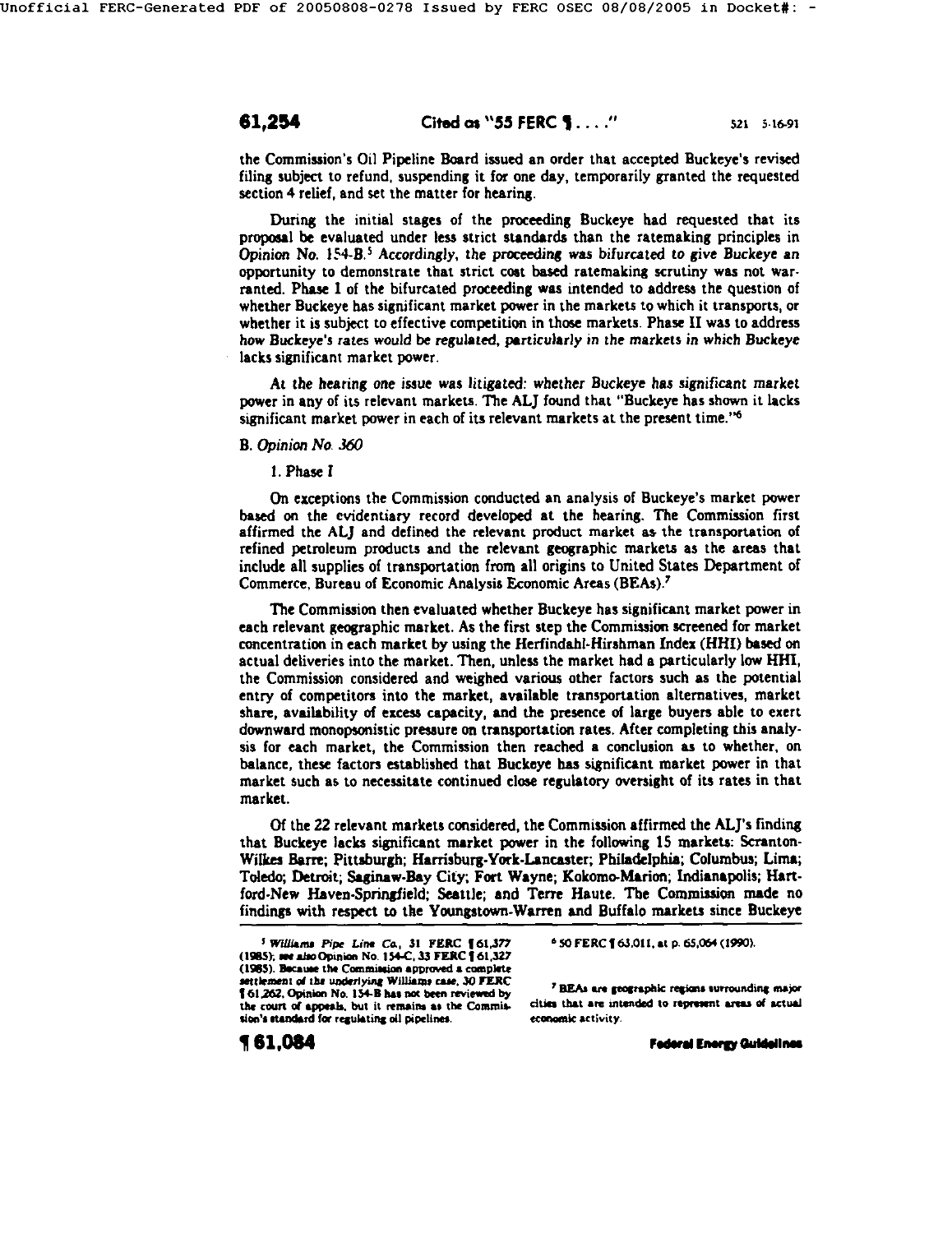the Commission's Oil Pipeline Board issued an order that accepted Buckeye's revised filing subject to refund, suspending it for one day, temporarily granted the requested section 4 relief, and set the matter for hearing.

During the initial stages of the proceeding Buckeye had requested that its proposal be evaluated under less strict standards than the ratemaking principles in Opinion No. 154-B.[5] Accordingly, the proceeding was bifurcated to give Buckeye an opportunity to demonstrate that strict cost based ratemaking scrutiny was not warranted. Phase I of the bifurcated proceeding was intended to address the question of whether Buckeye has significant market power in the markets to which it transports, or whether it is subject to effective competition in those markets. Phase II was to address how Buckeye's rates would be regulated, particularly in the markets in which Buckeye lacks significant market power.

At the hearing one issue was litigated: whether Buckeye has significant market power in any of its relevant markets. The ALJ found that "Buckeye has shown it lacks significant market power in each of its relevant markets at the present time."[6]

B. *Opinion No. 360*

1. Phase I

On exceptions the Commission conducted an analysis of Buckeye's market power based on the evidentiary record developed at the hearing. The Commission first affirmed the ALJ and defined the relevant product market as the transportation of refined petroleum products and the relevant geographic markets as the areas that include all supplies of transportation from all origins to United States Department of Commerce, Bureau of Economic Analysis Economic Areas (BEAs).[7]

The Commission then evaluated whether Buckeye has significant market power in each relevant geographic market. As the first step the Commission screened for market concentration in each market by using the Herfindahl-Hirshman Index (HHI) based on actual deliveries into the market. Then, unless the market had a particularly low HHI, the Commission considered and weighed various other factors such as the potential entry of competitors into the market, available transportation alternatives, market share, availability of excess capacity, and the presence of large buyers able to exert downward monopsonistic pressure on transportation rates. After completing this analysis for each market, the Commission then reached a conclusion as to whether, on balance, these factors established that Buckeye has significant market power in that market such as to necessitate continued close regulatory oversight of its rates in that market.

Of the 22 relevant markets considered, the Commission affirmed the ALJ's finding that Buckeye lacks significant market power in the following 15 markets: Scranton-Wilkes Barre; Pittsburgh; Harrisburg-York-Lancaster; Philadelphia; Columbus; Lima; Toledo; Detroit; Saginaw-Bay City; Fort Wayne; Kokomo-Marion; Indianapolis; Hartford-New Haven-Springfield; Seattle; and Terre Haute. The Commission made no findings with respect to the Youngstown-Warren and Buffalo markets since Buckeye

[5] *Williams Pipe Line Co.*, 31 FERC ¶ 61,377 (1985); *see also* Opinion No. 154-C, 33 FERC ¶ 61,327 (1985). Because the Commission approved a complete settlement of the underlying Williams case, 30 FERC ¶ 61,262, Opinion No. 154-B has not been reviewed by the court of appeals, but it remains as the Commission's standard for regulating oil pipelines.

[6] 50 FERC ¶ 63,011, at p. 65,064 (1990).

[7] BEAs are geographic regions surrounding major cities that are intended to represent areas of actual economic activity.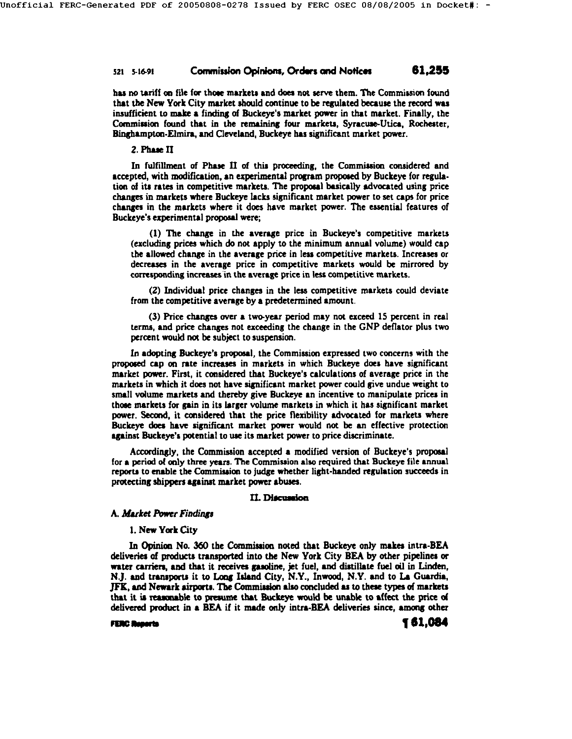has no tariff on file for those markets and does not serve them. The Commission found that the New York City market should continue to be regulated because the record was insufficient to make a finding of Buckeye's market power in that market. Finally, the Commission found that in the remaining four markets, Syracuse-Utica, Rochester, Binghampton-Elmira, and Cleveland, Buckeye has significant market power.

2. Phase II

In fulfillment of Phase II of this proceeding, the Commission considered and accepted, with modification, an experimental program proposed by Buckeye for regulation of its rates in competitive markets. The proposal basically advocated using price changes in markets where Buckeye lacks significant market power to set caps for price changes in the markets where it does have market power. The essential features of Buckeye's experimental proposal were;

(1) The change in the average price in Buckeye's competitive markets (excluding prices which do not apply to the minimum annual volume) would cap the allowed change in the average price in less competitive markets. Increases or decreases in the average price in competitive markets would be mirrored by corresponding increases in the average price in less competitive markets.

(2) Individual price changes in the less competitive markets could deviate from the competitive average by a predetermined amount.

(3) Price changes over a two-year period may not exceed 15 percent in real terms, and price changes not exceeding the change in the GNP deflator plus two percent would not be subject to suspension.

In adopting Buckeye's proposal, the Commission expressed two concerns with the proposed cap on rate increases in markets in which Buckeye does have significant market power. First, it considered that Buckeye's calculations of average price in the markets in which it does not have significant market power could give undue weight to small volume markets and thereby give Buckeye an incentive to manipulate prices in those markets for gain in its larger volume markets in which it has significant market power. Second, it considered that the price flexibility advocated for markets where Buckeye does have significant market power would not be an effective protection against Buckeye's potential to use its market power to price discriminate.

Accordingly, the Commission accepted a modified version of Buckeye's proposal for a period of only three years. The Commission also required that Buckeye file annual reports to enable the Commission to judge whether light-handed regulation succeeds in protecting shippers against market power abuses.

## II. Discussion

### A. *Market Power Findings*

1. New York City

In Opinion No. 360 the Commission noted that Buckeye only makes intra-BEA deliveries of products transported into the New York City BEA by other pipelines or water carriers, and that it receives gasoline, jet fuel, and distillate fuel oil in Linden, N.J. and transports it to Long Island City, N.Y., Inwood, N.Y. and to La Guardia, JFK, and Newark airports. The Commission also concluded as to these types of markets that it is reasonable to presume that Buckeye would be unable to affect the price of delivered product in a BEA if it made only intra-BEA deliveries since, among other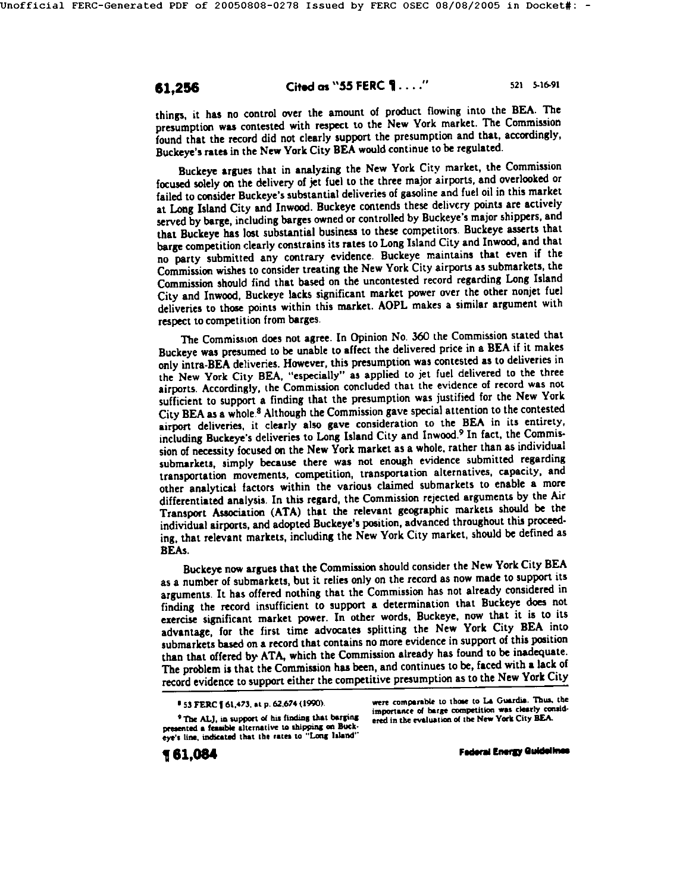things, it has no control over the amount of product flowing into the BEA. The presumption was contested with respect to the New York market. The Commission found that the record did not clearly support the presumption and that, accordingly, Buckeye's rates in the New York City BEA would continue to be regulated.

Buckeye argues that in analyzing the New York City market, the Commission focused solely on the delivery of jet fuel to the three major airports, and overlooked or failed to consider Buckeye's substantial deliveries of gasoline and fuel oil in this market at Long Island City and Inwood. Buckeye contends these delivery points are actively served by barge, including barges owned or controlled by Buckeye's major shippers, and that Buckeye has lost substantial business to these competitors. Buckeye asserts that barge competition clearly constrains its rates to Long Island City and Inwood, and that no party submitted any contrary evidence. Buckeye maintains that even if the Commission wishes to consider treating the New York City airports as submarkets, the Commission should find that based on the uncontested record regarding Long Island City and Inwood, Buckeye lacks significant market power over the other nonjet fuel deliveries to those points within this market. AOPL makes a similar argument with respect to competition from barges.

The Commission does not agree. In Opinion No. 360 the Commission stated that Buckeye was presumed to be unable to affect the delivered price in a BEA if it makes only intra-BEA deliveries. However, this presumption was contested as to deliveries in the New York City BEA, "especially" as applied to jet fuel delivered to the three airports. Accordingly, the Commission concluded that the evidence of record was not sufficient to support a finding that the presumption was justified for the New York City BEA as a whole.[8] Although the Commission gave special attention to the contested airport deliveries, it clearly also gave consideration to the BEA in its entirety, including Buckeye's deliveries to Long Island City and Inwood.[9] In fact, the Commission of necessity focused on the New York market as a whole, rather than as individual submarkets, simply because there was not enough evidence submitted regarding transportation movements, competition, transportation alternatives, capacity, and other analytical factors within the various claimed submarkets to enable a more differentiated analysis. In this regard, the Commission rejected arguments by the Air Transport Association (ATA) that the relevant geographic markets should be the individual airports, and adopted Buckeye's position, advanced throughout this proceeding, that relevant markets, including the New York City market, should be defined as BEAs.

Buckeye now argues that the Commission should consider the New York City BEA as a number of submarkets, but it relies only on the record as now made to support its arguments. It has offered nothing that the Commission has not already considered in finding the record insufficient to support a determination that Buckeye does not exercise significant market power. In other words, Buckeye, now that it is to its advantage, for the first time advocates splitting the New York City BEA into submarkets based on a record that contains no more evidence in support of this position than that offered by ATA, which the Commission already has found to be inadequate. The problem is that the Commission has been, and continues to be, faced with a lack of record evidence to support either the competitive presumption as to the New York City

---

[8] 53 FERC ¶ 61,473, at p. 62,674 (1990).

[9] The ALJ, in support of his finding that barging presented a feasible alternative to shipping on Buckeye's line, indicated that the rates to "Long Island" were comparable to those to La Guardia. Thus, the importance of barge competition was clearly considered in the evaluation of the New York City BEA.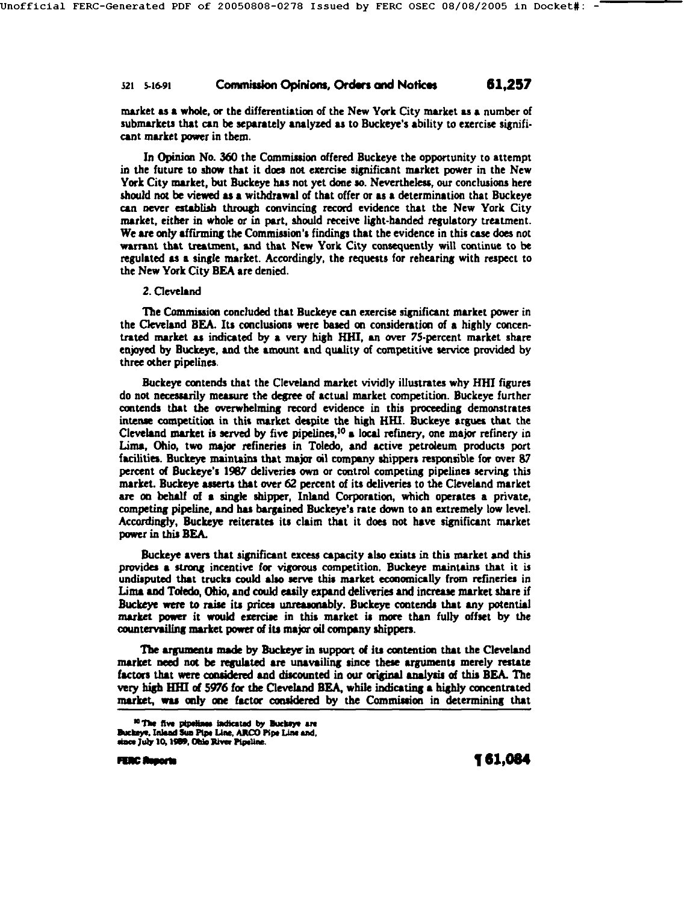market as a whole, or the differentiation of the New York City market as a number of submarkets that can be separately analyzed as to Buckeye's ability to exercise significant market power in them.

In Opinion No. 360 the Commission offered Buckeye the opportunity to attempt in the future to show that it does not exercise significant market power in the New York City market, but Buckeye has not yet done so. Nevertheless, our conclusions here should not be viewed as a withdrawal of that offer or as a determination that Buckeye can never establish through convincing record evidence that the New York City market, either in whole or in part, should receive light-handed regulatory treatment. We are only affirming the Commission's findings that the evidence in this case does not warrant that treatment, and that New York City consequently will continue to be regulated as a single market. Accordingly, the requests for rehearing with respect to the New York City BEA are denied.

2. Cleveland

The Commission concluded that Buckeye can exercise significant market power in the Cleveland BEA. Its conclusions were based on consideration of a highly concentrated market as indicated by a very high HHI, an over 75-percent market share enjoyed by Buckeye, and the amount and quality of competitive service provided by three other pipelines.

Buckeye contends that the Cleveland market vividly illustrates why HHI figures do not necessarily measure the degree of actual market competition. Buckeye further contends that the overwhelming record evidence in this proceeding demonstrates intense competition in this market despite the high HHI. Buckeye argues that the Cleveland market is served by five pipelines,[10] a local refinery, one major refinery in Lima, Ohio, two major refineries in Toledo, and active petroleum products port facilities. Buckeye maintains that major oil company shippers responsible for over 87 percent of Buckeye's 1987 deliveries own or control competing pipelines serving this market. Buckeye asserts that over 62 percent of its deliveries to the Cleveland market are on behalf of a single shipper, Inland Corporation, which operates a private, competing pipeline, and has bargained Buckeye's rate down to an extremely low level. Accordingly, Buckeye reiterates its claim that it does not have significant market power in this BEA.

Buckeye avers that significant excess capacity also exists in this market and this provides a strong incentive for vigorous competition. Buckeye maintains that it is undisputed that trucks could also serve this market economically from refineries in Lima and Toledo, Ohio, and could easily expand deliveries and increase market share if Buckeye were to raise its prices unreasonably. Buckeye contends that any potential market power it would exercise in this market is more than fully offset by the countervailing market power of its major oil company shippers.

The arguments made by Buckeye in support of its contention that the Cleveland market need not be regulated are unavailing since these arguments merely restate factors that were considered and discounted in our original analysis of this BEA. The very high HHI of 5976 for the Cleveland BEA, while indicating a highly concentrated market, was only one factor considered by the Commission in determining that

[10] The five pipelines indicated by Buckeye are Buckeye, Inland Sun Pipe Line, ARCO Pipe Line and, since July 10, 1989, Ohio River Pipeline.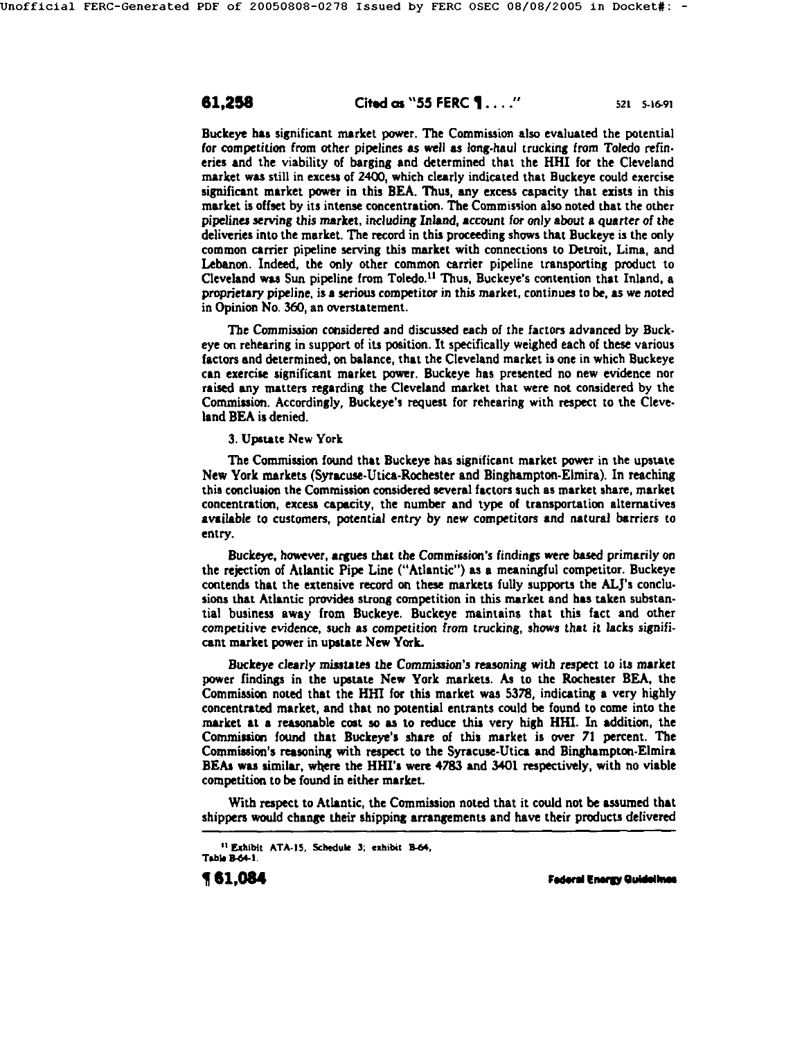Buckeye has significant market power. The Commission also evaluated the potential for competition from other pipelines as well as long-haul trucking from Toledo refineries and the viability of barging and determined that the HHI for the Cleveland market was still in excess of 2400, which clearly indicated that Buckeye could exercise significant market power in this BEA. Thus, any excess capacity that exists in this market is offset by its intense concentration. The Commission also noted that the other pipelines serving this market, including Inland, account for only about a quarter of the deliveries into the market. The record in this proceeding shows that Buckeye is the only common carrier pipeline serving this market with connections to Detroit, Lima, and Lebanon. Indeed, the only other common carrier pipeline transporting product to Cleveland was Sun pipeline from Toledo.[11] Thus, Buckeye's contention that Inland, a proprietary pipeline, is a serious competitor in this market, continues to be, as we noted in Opinion No. 360, an overstatement.

The Commission considered and discussed each of the factors advanced by Buckeye on rehearing in support of its position. It specifically weighed each of these various factors and determined, on balance, that the Cleveland market is one in which Buckeye can exercise significant market power. Buckeye has presented no new evidence nor raised any matters regarding the Cleveland market that were not considered by the Commission. Accordingly, Buckeye's request for rehearing with respect to the Cleveland BEA is denied.

3. Upstate New York

The Commission found that Buckeye has significant market power in the upstate New York markets (Syracuse-Utica-Rochester and Binghampton-Elmira). In reaching this conclusion the Commission considered several factors such as market share, market concentration, excess capacity, the number and type of transportation alternatives available to customers, potential entry by new competitors and natural barriers to entry.

Buckeye, however, argues that the Commission's findings were based primarily on the rejection of Atlantic Pipe Line ("Atlantic") as a meaningful competitor. Buckeye contends that the extensive record on these markets fully supports the ALJ's conclusions that Atlantic provides strong competition in this market and has taken substantial business away from Buckeye. Buckeye maintains that this fact and other competitive evidence, such as competition from trucking, shows that it lacks significant market power in upstate New York.

Buckeye clearly misstates the Commission's reasoning with respect to its market power findings in the upstate New York markets. As to the Rochester BEA, the Commission noted that the HHI for this market was 5378, indicating a very highly concentrated market, and that no potential entrants could be found to come into the market at a reasonable cost so as to reduce this very high HHI. In addition, the Commission found that Buckeye's share of this market is over 71 percent. The Commission's reasoning with respect to the Syracuse-Utica and Binghampton-Elmira BEAs was similar, where the HHI's were 4783 and 3401 respectively, with no viable competition to be found in either market.

With respect to Atlantic, the Commission noted that it could not be assumed that shippers would change their shipping arrangements and have their products delivered

[11] Exhibit ATA-15, Schedule 3; exhibit B-64, Table B-64-1.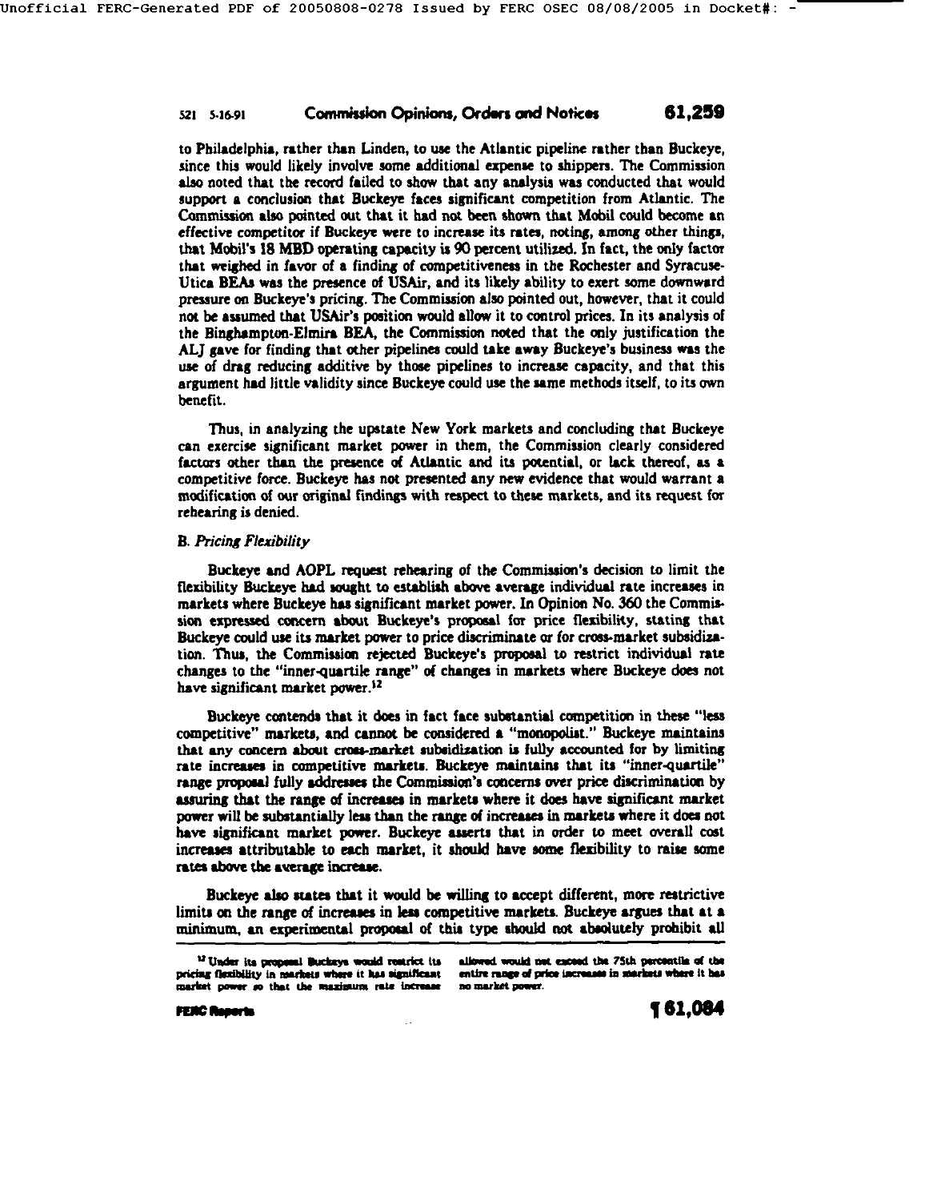to Philadelphia, rather than Linden, to use the Atlantic pipeline rather than Buckeye, since this would likely involve some additional expense to shippers. The Commission also noted that the record failed to show that any analysis was conducted that would support a conclusion that Buckeye faces significant competition from Atlantic. The Commission also pointed out that it had not been shown that Mobil could become an effective competitor if Buckeye were to increase its rates, noting, among other things, that Mobil's 18 MBD operating capacity is 90 percent utilized. In fact, the only factor that weighed in favor of a finding of competitiveness in the Rochester and Syracuse-Utica BEAs was the presence of USAir, and its likely ability to exert some downward pressure on Buckeye's pricing. The Commission also pointed out, however, that it could not be assumed that USAir's position would allow it to control prices. In its analysis of the Binghampton-Elmira BEA, the Commission noted that the only justification the ALJ gave for finding that other pipelines could take away Buckeye's business was the use of drag reducing additive by those pipelines to increase capacity, and that this argument had little validity since Buckeye could use the same methods itself, to its own benefit.

Thus, in analyzing the upstate New York markets and concluding that Buckeye can exercise significant market power in them, the Commission clearly considered factors other than the presence of Atlantic and its potential, or lack thereof, as a competitive force. Buckeye has not presented any new evidence that would warrant a modification of our original findings with respect to these markets, and its request for rehearing is denied.

*B. Pricing Flexibility*

Buckeye and AOPL request rehearing of the Commission's decision to limit the flexibility Buckeye had sought to establish above average individual rate increases in markets where Buckeye has significant market power. In Opinion No. 360 the Commission expressed concern about Buckeye's proposal for price flexibility, stating that Buckeye could use its market power to price discriminate or for cross-market subsidization. Thus, the Commission rejected Buckeye's proposal to restrict individual rate changes to the "inner-quartile range" of changes in markets where Buckeye does not have significant market power.[12]

Buckeye contends that it does in fact face substantial competition in these "less competitive" markets, and cannot be considered a "monopolist." Buckeye maintains that any concern about cross-market subsidization is fully accounted for by limiting rate increases in competitive markets. Buckeye maintains that its "inner-quartile" range proposal fully addresses the Commission's concerns over price discrimination by assuring that the range of increases in markets where it does have significant market power will be substantially less than the range of increases in markets where it does not have significant market power. Buckeye asserts that in order to meet overall cost increases attributable to each market, it should have some flexibility to raise some rates above the average increase.

Buckeye also states that it would be willing to accept different, more restrictive limits on the range of increases in less competitive markets. Buckeye argues that at a minimum, an experimental proposal of this type should not absolutely prohibit all

[12] Under its proposal Buckeye would restrict its pricing flexibility in markets where it has significant market power so that the maximum rate increase allowed would not exceed the 75th percentile of the entire range of price increases in markets where it has no market power.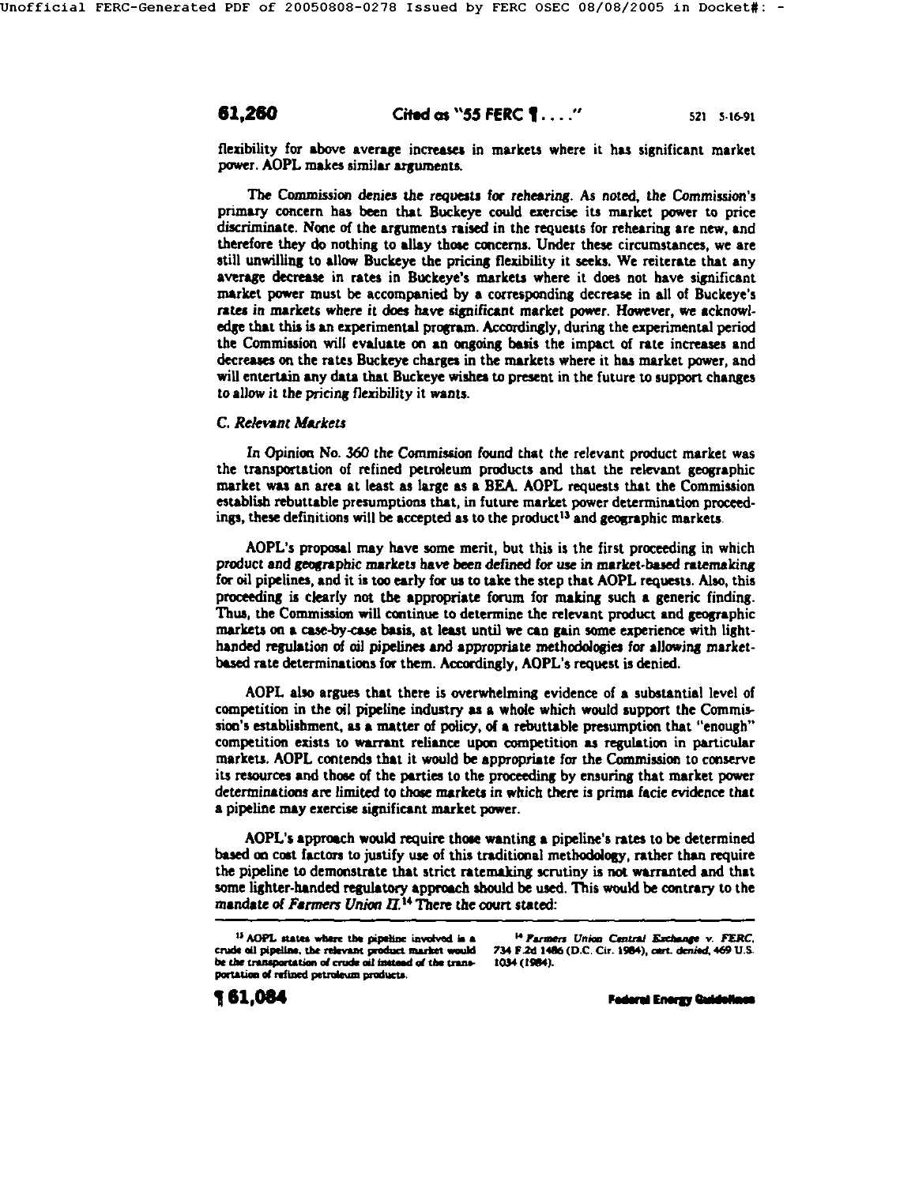flexibility for above average increases in markets where it has significant market power. AOPL makes similar arguments.

The Commission denies the requests for rehearing. As noted, the Commission's primary concern has been that Buckeye could exercise its market power to price discriminate. None of the arguments raised in the requests for rehearing are new, and therefore they do nothing to allay those concerns. Under these circumstances, we are still unwilling to allow Buckeye the pricing flexibility it seeks. We reiterate that any average decrease in rates in Buckeye's markets where it does not have significant market power must be accompanied by a corresponding decrease in all of Buckeye's rates in markets where it does have significant market power. However, we acknowledge that this is an experimental program. Accordingly, during the experimental period the Commission will evaluate on an ongoing basis the impact of rate increases and decreases on the rates Buckeye charges in the markets where it has market power, and will entertain any data that Buckeye wishes to present in the future to support changes to allow it the pricing flexibility it wants.

### C. *Relevant Markets*

In Opinion No. 360 the Commission found that the relevant product market was the transportation of refined petroleum products and that the relevant geographic market was an area at least as large as a BEA. AOPL requests that the Commission establish rebuttable presumptions that, in future market power determination proceedings, these definitions will be accepted as to the product[13] and geographic markets.

AOPL's proposal may have some merit, but this is the first proceeding in which product and geographic markets have been defined for use in market-based ratemaking for oil pipelines, and it is too early for us to take the step that AOPL requests. Also, this proceeding is clearly not the appropriate forum for making such a generic finding. Thus, the Commission will continue to determine the relevant product and geographic markets on a case-by-case basis, at least until we can gain some experience with light-handed regulation of oil pipelines and appropriate methodologies for allowing market-based rate determinations for them. Accordingly, AOPL's request is denied.

AOPL also argues that there is overwhelming evidence of a substantial level of competition in the oil pipeline industry as a whole which would support the Commission's establishment, as a matter of policy, of a rebuttable presumption that "enough" competition exists to warrant reliance upon competition as regulation in particular markets. AOPL contends that it would be appropriate for the Commission to conserve its resources and those of the parties to the proceeding by ensuring that market power determinations are limited to those markets in which there is prima facie evidence that a pipeline may exercise significant market power.

AOPL's approach would require those wanting a pipeline's rates to be determined based on cost factors to justify use of this traditional methodology, rather than require the pipeline to demonstrate that strict ratemaking scrutiny is not warranted and that some lighter-handed regulatory approach should be used. This would be contrary to the mandate of *Farmers Union II*.[14] There the court stated:

---

[13] AOPL states where the pipeline involved is a crude oil pipeline, the relevant product market would be the transportation of crude oil instead of the transportation of refined petroleum products.

[14] *Farmers Union Central Exchange v. FERC*, 734 F.2d 1486 (D.C. Cir. 1984), *cert. denied*, 469 U.S. 1034 (1984).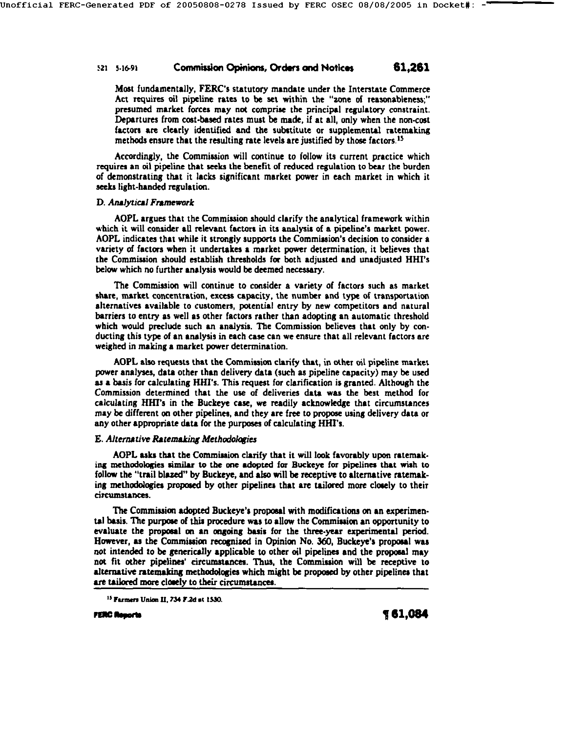Most fundamentally, FERC's statutory mandate under the Interstate Commerce Act requires oil pipeline rates to be set within the "zone of reasonableness;" presumed market forces may not comprise the principal regulatory constraint. Departures from cost-based rates must be made, if at all, only when the non-cost factors are clearly identified and the substitute or supplemental ratemaking methods ensure that the resulting rate levels are justified by those factors.[15]

Accordingly, the Commission will continue to follow its current practice which requires an oil pipeline that seeks the benefit of reduced regulation to bear the burden of demonstrating that it lacks significant market power in each market in which it seeks light-handed regulation.

### D. *Analytical Framework*

AOPL argues that the Commission should clarify the analytical framework within which it will consider all relevant factors in its analysis of a pipeline's market power. AOPL indicates that while it strongly supports the Commission's decision to consider a variety of factors when it undertakes a market power determination, it believes that the Commission should establish thresholds for both adjusted and unadjusted HHI's below which no further analysis would be deemed necessary.

The Commission will continue to consider a variety of factors such as market share, market concentration, excess capacity, the number and type of transportation alternatives available to customers, potential entry by new competitors and natural barriers to entry as well as other factors rather than adopting an automatic threshold which would preclude such an analysis. The Commission believes that only by conducting this type of an analysis in each case can we ensure that all relevant factors are weighed in making a market power determination.

AOPL also requests that the Commission clarify that, in other oil pipeline market power analyses, data other than delivery data (such as pipeline capacity) may be used as a basis for calculating HHI's. This request for clarification is granted. Although the Commission determined that the use of deliveries data was the best method for calculating HHI's in the Buckeye case, we readily acknowledge that circumstances may be different on other pipelines, and they are free to propose using delivery data or any other appropriate data for the purposes of calculating HHI's.

### E. *Alternative Ratemaking Methodologies*

AOPL asks that the Commission clarify that it will look favorably upon ratemaking methodologies similar to the one adopted for Buckeye for pipelines that wish to follow the "trail blazed" by Buckeye, and also will be receptive to alternative ratemaking methodologies proposed by other pipelines that are tailored more closely to their circumstances.

The Commission adopted Buckeye's proposal with modifications on an experimental basis. The purpose of this procedure was to allow the Commission an opportunity to evaluate the proposal on an ongoing basis for the three-year experimental period. However, as the Commission recognized in Opinion No. 360, Buckeye's proposal was not intended to be generically applicable to other oil pipelines and the proposal may not fit other pipelines' circumstances. Thus, the Commission will be receptive to alternative ratemaking methodologies which might be proposed by other pipelines that are tailored more closely to their circumstances.

---

[15] Farmers Union II, 734 F.2d at 1530.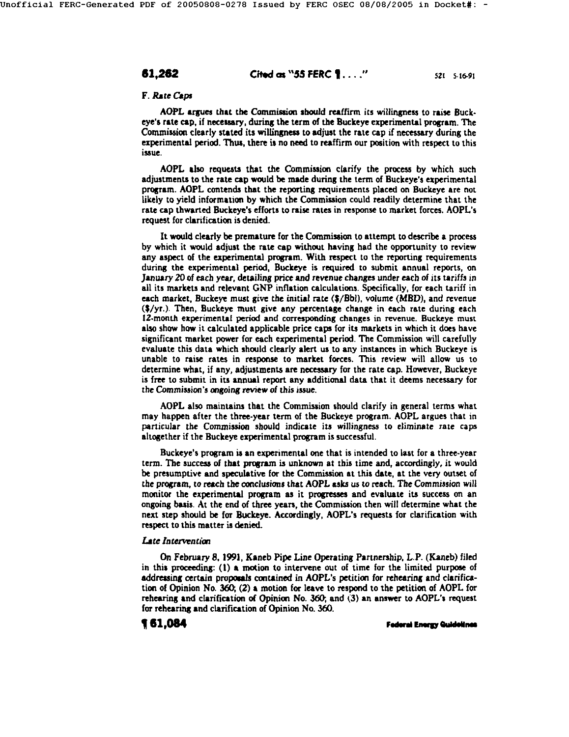F. *Rate Caps*

AOPL argues that the Commission should reaffirm its willingness to raise Buckeye's rate cap, if necessary, during the term of the Buckeye experimental program. The Commission clearly stated its willingness to adjust the rate cap if necessary during the experimental period. Thus, there is no need to reaffirm our position with respect to this issue.

AOPL also requests that the Commission clarify the process by which such adjustments to the rate cap would be made during the term of Buckeye's experimental program. AOPL contends that the reporting requirements placed on Buckeye are not likely to yield information by which the Commission could readily determine that the rate cap thwarted Buckeye's efforts to raise rates in response to market forces. AOPL's request for clarification is denied.

It would clearly be premature for the Commission to attempt to describe a process by which it would adjust the rate cap without having had the opportunity to review any aspect of the experimental program. With respect to the reporting requirements during the experimental period, Buckeye is required to submit annual reports, on January 20 of each year, detailing price and revenue changes under each of its tariffs in all its markets and relevant GNP inflation calculations. Specifically, for each tariff in each market, Buckeye must give the initial rate ($/Bbl), volume (MBD), and revenue ($/yr.). Then, Buckeye must give any percentage change in each rate during each 12-month experimental period and corresponding changes in revenue. Buckeye must also show how it calculated applicable price caps for its markets in which it does have significant market power for each experimental period. The Commission will carefully evaluate this data which should clearly alert us to any instances in which Buckeye is unable to raise rates in response to market forces. This review will allow us to determine what, if any, adjustments are necessary for the rate cap. However, Buckeye is free to submit in its annual report any additional data that it deems necessary for the Commission's ongoing review of this issue.

AOPL also maintains that the Commission should clarify in general terms what may happen after the three-year term of the Buckeye program. AOPL argues that in particular the Commission should indicate its willingness to eliminate rate caps altogether if the Buckeye experimental program is successful.

Buckeye's program is an experimental one that is intended to last for a three-year term. The success of that program is unknown at this time and, accordingly, it would be presumptive and speculative for the Commission at this date, at the very outset of the program, to reach the conclusions that AOPL asks us to reach. The Commission will monitor the experimental program as it progresses and evaluate its success on an ongoing basis. At the end of three years, the Commission then will determine what the next step should be for Buckeye. Accordingly, AOPL's requests for clarification with respect to this matter is denied.

*Late Intervention*

On February 8, 1991, Kaneb Pipe Line Operating Partnership, L.P. (Kaneb) filed in this proceeding: (1) a motion to intervene out of time for the limited purpose of addressing certain proposals contained in AOPL's petition for rehearing and clarification of Opinion No. 360; (2) a motion for leave to respond to the petition of AOPL for rehearing and clarification of Opinion No. 360; and (3) an answer to AOPL's request for rehearing and clarification of Opinion No. 360.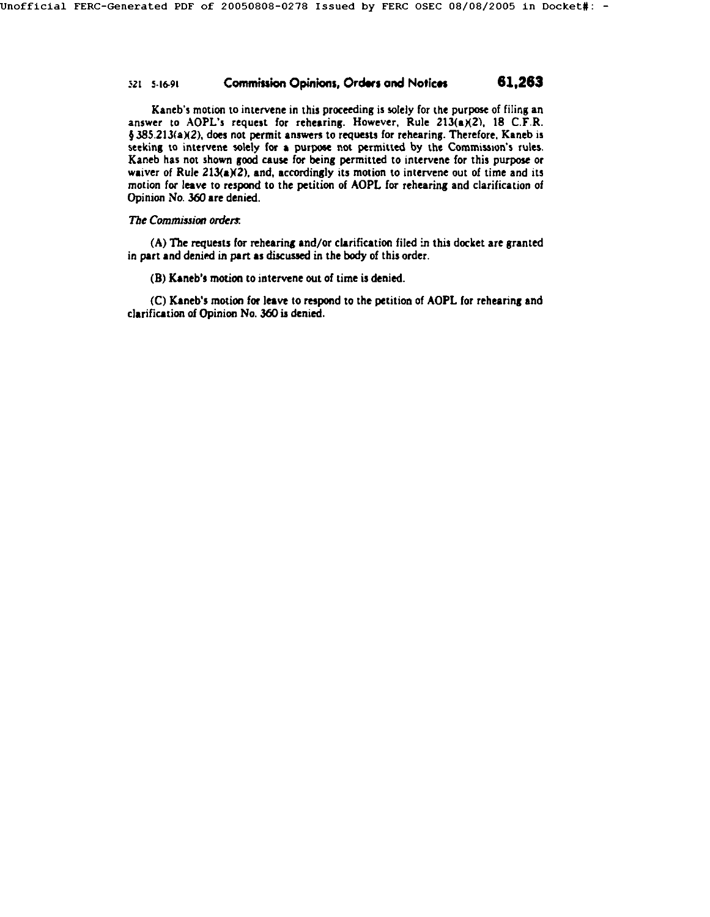Kaneb's motion to intervene in this proceeding is solely for the purpose of filing an answer to AOPL's request for rehearing. However, Rule 213(a)(2), 18 C.F.R. § 385.213(a)(2), does not permit answers to requests for rehearing. Therefore, Kaneb is seeking to intervene solely for a purpose not permitted by the Commission's rules. Kaneb has not shown good cause for being permitted to intervene for this purpose or waiver of Rule 213(a)(2), and, accordingly its motion to intervene out of time and its motion for leave to respond to the petition of AOPL for rehearing and clarification of Opinion No. 360 are denied.

*The Commission orders*:

(A) The requests for rehearing and/or clarification filed in this docket are granted in part and denied in part as discussed in the body of this order.

(B) Kaneb's motion to intervene out of time is denied.

(C) Kaneb's motion for leave to respond to the petition of AOPL for rehearing and clarification of Opinion No. 360 is denied.